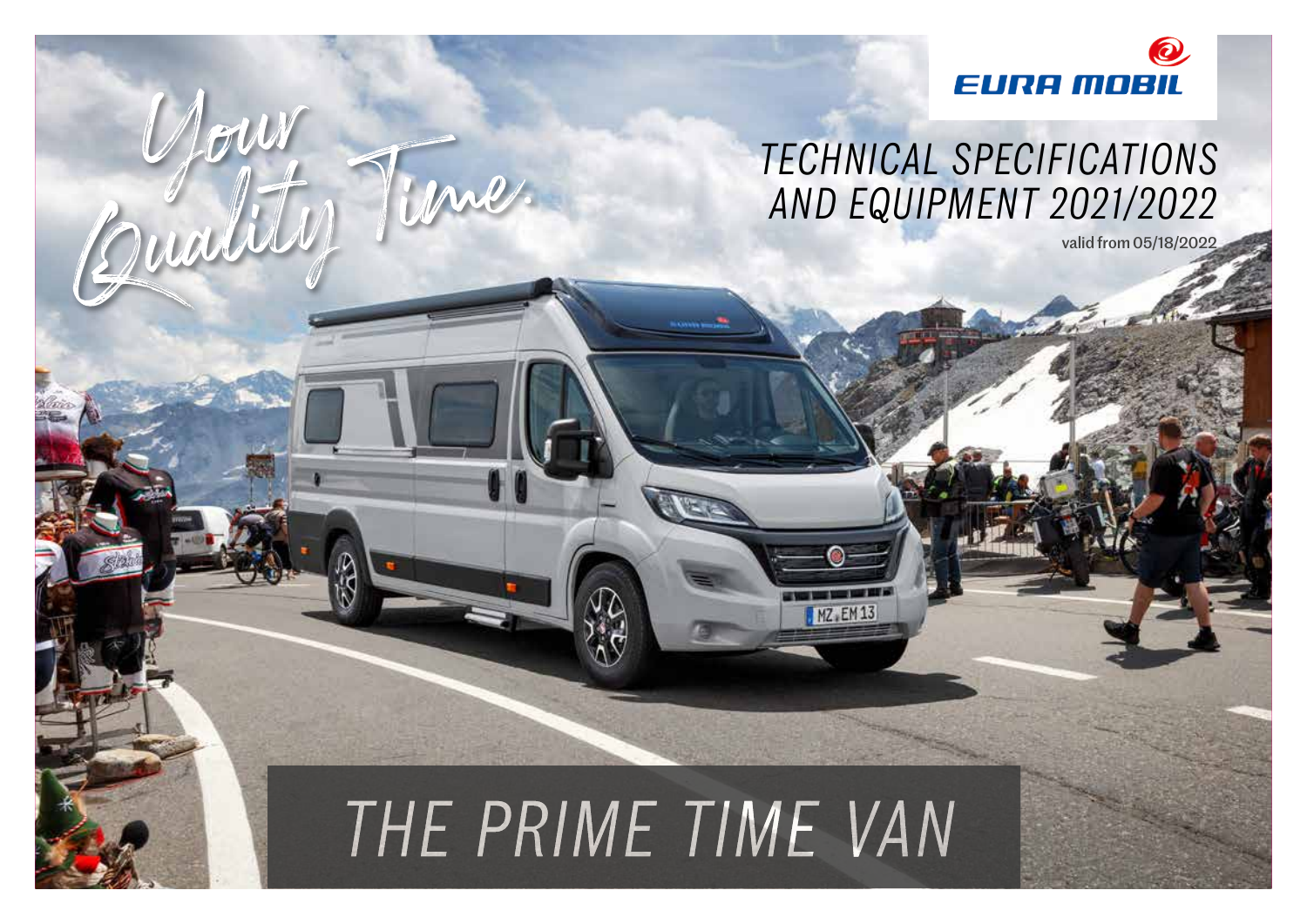EURA MOBIL

*Your Quality Time.*

# TECHNICAL SPECIFICATIONS AND EQUIPMENT 2021/2022

valid from 05/18/2022

# THE PRIME TIME VAN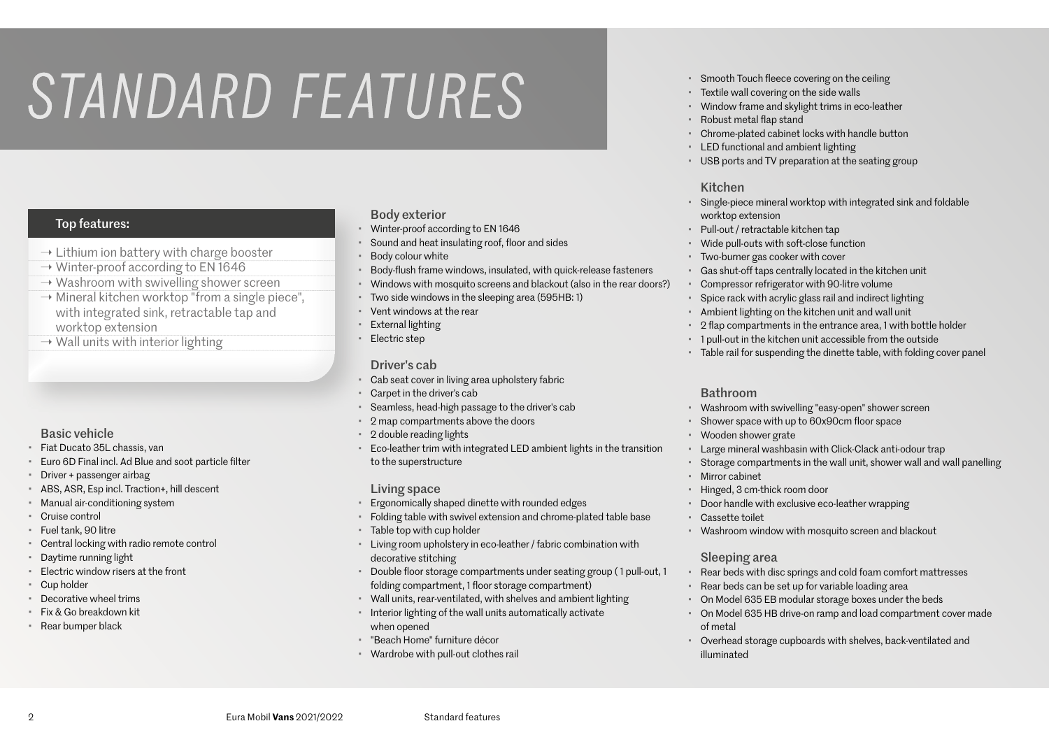# STANDARD FEATURES

**Top features:**

- → Lithium ion battery with charge booster
- → Winter-proof according to EN 1646
- → Washroom with swivelling shower screen
- → Mineral kitchen worktop "from a single piece", with integrated sink, retractable tap and worktop extension
- → Wall units with interior lighting

### Basic vehicle

- Fiat Ducato 35L chassis, van
- Euro 6D Final incl. Ad Blue and soot particle filter
- Driver + passenger airbag
- ABS, ASR, Esp incl. Traction+, hill descent
- Manual air-conditioning system
- Cruise control
- Fuel tank, 90 litre
- Central locking with radio remote control
- Daytime running light
- Electric window risers at the front
- Cup holder
- Decorative wheel trims
- Fix & Go breakdown kit
- Rear bumper black

### Body exterior

- Winter-proof according to EN 1646
- Sound and heat insulating roof, floor and sides
- Body colour white
- Body-flush frame windows, insulated, with quick-release fasteners
- Windows with mosquito screens and blackout (also in the rear doors?)
- Two side windows in the sleeping area (595HB: 1)
- Vent windows at the rear
- External lighting
- Electric step

### Driver's cab

- Cab seat cover in living area upholstery fabric
- Carpet in the driver's cab
- Seamless, head-high passage to the driver's cab
- 2 map compartments above the doors
- 2 double reading lights
- Eco-leather trim with integrated LED ambient lights in the transition to the superstructure

### Living space

- Ergonomically shaped dinette with rounded edges
- Folding table with swivel extension and chrome-plated table base
- Table top with cup holder
- Living room upholstery in eco-leather / fabric combination with decorative stitching
- Double floor storage compartments under seating group ( 1 pull-out, 1 folding compartment, 1 floor storage compartment)
- Wall units, rear-ventilated, with shelves and ambient lighting
- Interior lighting of the wall units automatically activate when opened
- "Beach Home" furniture décor
- Wardrobe with pull-out clothes rail
- Smooth Touch fleece covering on the ceiling
- Textile wall covering on the side walls
- Window frame and skylight trims in eco-leather
- Robust metal flap stand
- Chrome-plated cabinet locks with handle button
- LED functional and ambient lighting
- USB ports and TV preparation at the seating group

### Kitchen

- Single-piece mineral worktop with integrated sink and foldable worktop extension
- Pull-out / retractable kitchen tap
- Wide pull-outs with soft-close function
- Two-burner gas cooker with cover
- Gas shut-off taps centrally located in the kitchen unit
- Compressor refrigerator with 90-litre volume
- Spice rack with acrylic glass rail and indirect lighting
- Ambient lighting on the kitchen unit and wall unit
- 2 flap compartments in the entrance area, 1 with bottle holder
- 1 pull-out in the kitchen unit accessible from the outside
- Table rail for suspending the dinette table, with folding cover panel

### Bathroom

- Washroom with swivelling "easy-open" shower screen
- Shower space with up to 60x90cm floor space
- Wooden shower grate
- Large mineral washbasin with Click-Clack anti-odour trap
- Storage compartments in the wall unit, shower wall and wall panelling
- Mirror cabinet
- Hinged, 3 cm-thick room door
- Door handle with exclusive eco-leather wrapping
- Cassette toilet
- Washroom window with mosquito screen and blackout

### Sleeping area

- Rear beds with disc springs and cold foam comfort mattresses
- Rear beds can be set up for variable loading area
- On Model 635 EB modular storage boxes under the beds
- On Model 635 HB drive-on ramp and load compartment cover made of metal
- Overhead storage cupboards with shelves, back-ventilated and illuminated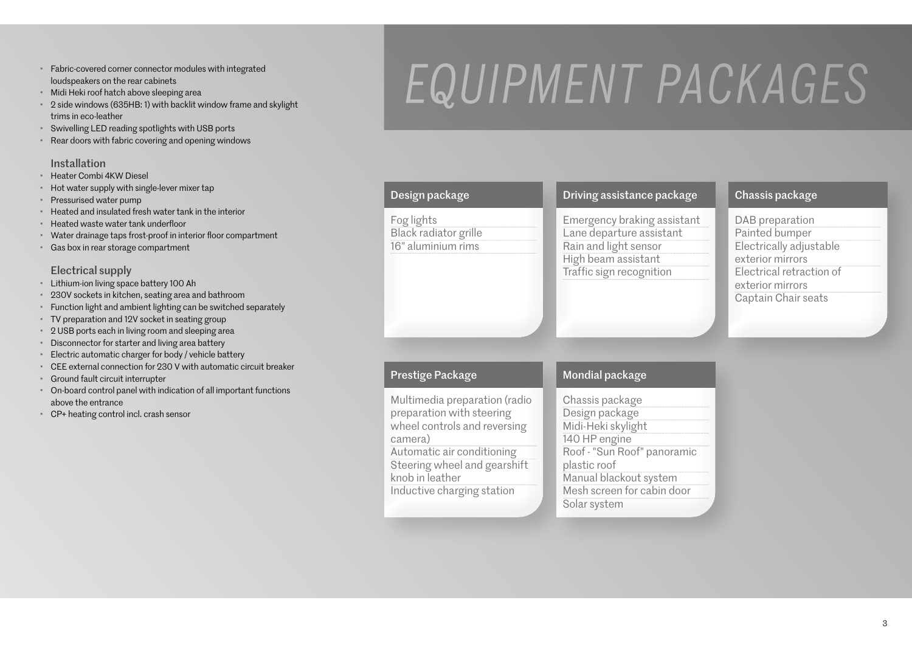- Fabric-covered corner connector modules with integrated loudspeakers on the rear cabinets
- Midi Heki roof hatch above sleeping area
- 2 side windows (635HB: 1) with backlit window frame and skylight trims in eco-leather
- Swivelling LED reading spotlights with USB ports
- Rear doors with fabric covering and opening windows

### Installation

- Heater Combi 4KW Diesel
- Hot water supply with single-lever mixer tap
- Pressurised water pump
- Heated and insulated fresh water tank in the interior
- Heated waste water tank underfloor
- Water drainage taps frost-proof in interior floor compartment
- Gas box in rear storage compartment

### Electrical supply

- Lithium-ion living space battery 100 Ah
- 230V sockets in kitchen, seating area and bathroom
- Function light and ambient lighting can be switched separately
- TV preparation and 12V socket in seating group
- 2 USB ports each in living room and sleeping area
- Disconnector for starter and living area battery
- Electric automatic charger for body / vehicle battery
- CEE external connection for 230 V with automatic circuit breaker
- Ground fault circuit interrupter
- On-board control panel with indication of all important functions above the entrance
- CP+ heating control incl. crash sensor

# EQUIPMENT PACKAGES

### Design package

- Fog lights
- Black radiator grille
- 16" aluminium rims

### Driving assistance package

- Emergency braking assistant
- Lane departure assistant
- Rain and light sensor
- High beam assistant
- Traffic sign recognition

### Chassis package

- DAB preparation
- Painted bumper
- Electrically adjustable exterior mirrors
- Electrical retraction of exterior mirrors
- Captain Chair seats

### Prestige Package

- Multimedia preparation (radio preparation with steering wheel controls and reversing camera)
- Automatic air conditioning
- Steering wheel and gearshift knob in leather
- Inductive charging station

### Mondial package

- Chassis package
- Design package
- Midi-Heki skylight
- 140 HP engine
- Roof - "Sun Roof" panoramic plastic roof
- Manual blackout system
- Mesh screen for cabin door
- Solar system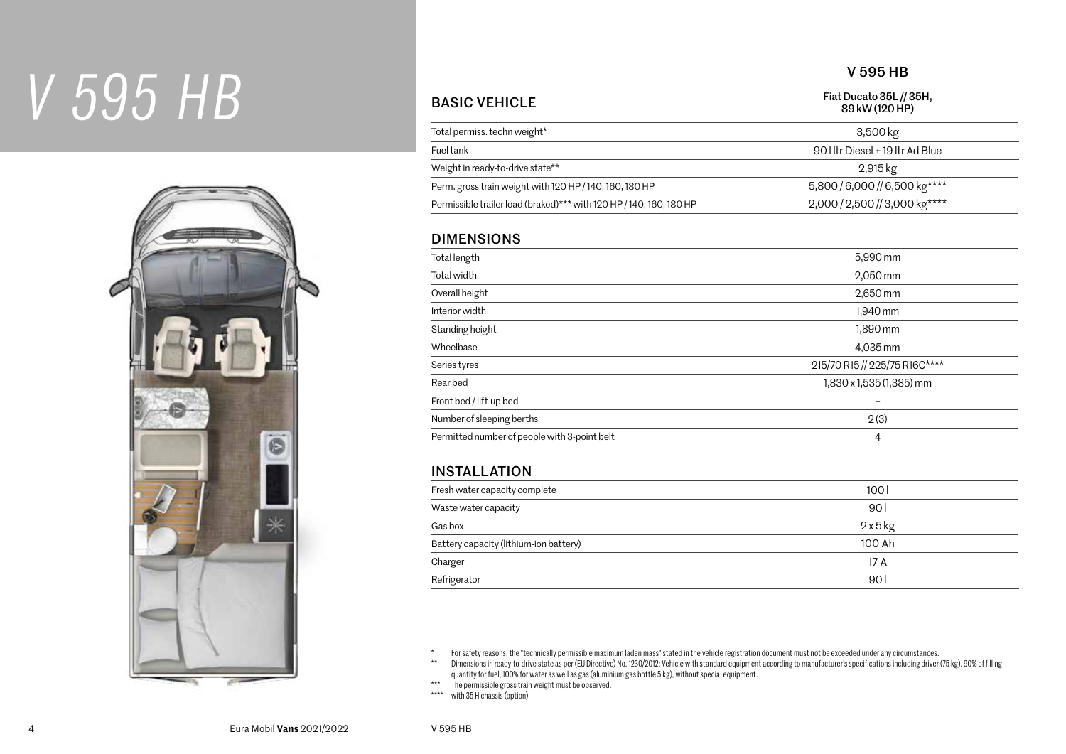# V 595 HB

| BASIC VEHICLE | V 595 HB<br>Fiat Ducato 35L // 35H, 89 kW (120 HP) |
|---|---|
| Total permiss. techn weight* | 3,500 kg |
| Fuel tank | 90 l ltr Diesel + 19 ltr Ad Blue |
| Weight in ready-to-drive state** | 2,915 kg |
| Perm. gross train weight with 120 HP / 140, 160, 180 HP | 5,800 / 6,000 // 6,500 kg**** |
| Permissible trailer load (braked)*** with 120 HP / 140, 160, 180 HP | 2,000 / 2,500 // 3,000 kg**** |

## DIMENSIONS

| | |
|---|---|
| Total length | 5,990 mm |
| Total width | 2,050 mm |
| Overall height | 2,650 mm |
| Interior width | 1,940 mm |
| Standing height | 1,890 mm |
| Wheelbase | 4,035 mm |
| Series tyres | 215/70 R15 // 225/75 R16C**** |
| Rear bed | 1,830 x 1,535 (1,385) mm |
| Front bed / lift-up bed | – |
| Number of sleeping berths | 2 (3) |
| Permitted number of people with 3-point belt | 4 |

## INSTALLATION

| | |
|---|---|
| Fresh water capacity complete | 100 l |
| Waste water capacity | 90 l |
| Gas box | 2 x 5 kg |
| Battery capacity (lithium-ion battery) | 100 Ah |
| Charger | 17 A |
| Refrigerator | 90 l |

\* For safety reasons, the "technically permissible maximum laden mass" stated in the vehicle registration document must not be exceeded under any circumstances.

** Dimensions in ready-to-drive state as per (EU Directive) No. 1230/2012: Vehicle with standard equipment according to manufacturer's specifications including driver (75 kg), 90% of filling quantity for fuel, 100% for water as well as gas (aluminium gas bottle 5 kg), without special equipment.

*** The permissible gross train weight must be observed.

**** with 35 H chassis (option)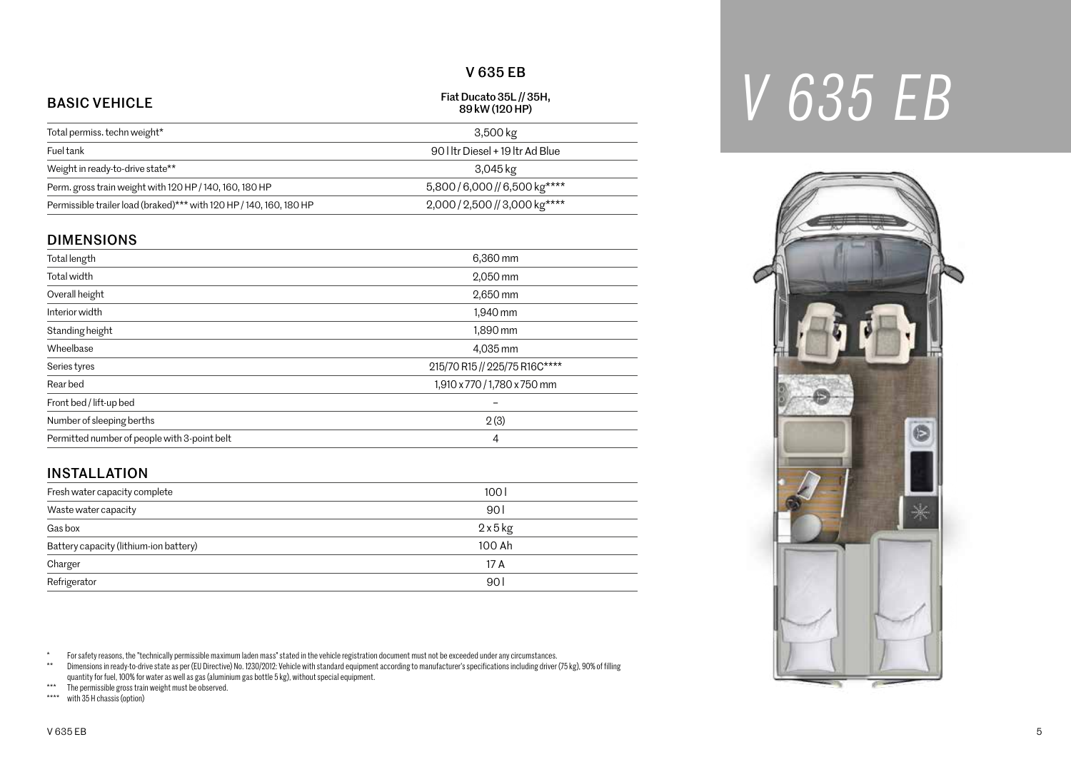# V 635 EB

| BASIC VEHICLE | V 635 EB<br>Fiat Ducato 35L // 35H, 89 kW (120 HP) |
|---|---|
| Total permiss. techn weight* | 3,500 kg |
| Fuel tank | 90 l ltr Diesel + 19 ltr Ad Blue |
| Weight in ready-to-drive state** | 3,045 kg |
| Perm. gross train weight with 120 HP / 140, 160, 180 HP | 5,800 / 6,000 // 6,500 kg**** |
| Permissible trailer load (braked)*** with 120 HP / 140, 160, 180 HP | 2,000 / 2,500 // 3,000 kg**** |

## DIMENSIONS

| | |
|---|---|
| Total length | 6,360 mm |
| Total width | 2,050 mm |
| Overall height | 2,650 mm |
| Interior width | 1,940 mm |
| Standing height | 1,890 mm |
| Wheelbase | 4,035 mm |
| Series tyres | 215/70 R15 // 225/75 R16C**** |
| Rear bed | 1,910 x 770 / 1,780 x 750 mm |
| Front bed / lift-up bed | – |
| Number of sleeping berths | 2 (3) |
| Permitted number of people with 3-point belt | 4 |

## INSTALLATION

| | |
|---|---|
| Fresh water capacity complete | 100 l |
| Waste water capacity | 90 l |
| Gas box | 2 x 5 kg |
| Battery capacity (lithium-ion battery) | 100 Ah |
| Charger | 17 A |
| Refrigerator | 90 l |

\* For safety reasons, the "technically permissible maximum laden mass" stated in the vehicle registration document must not be exceeded under any circumstances.

** Dimensions in ready-to-drive state as per (EU Directive) No. 1230/2012: Vehicle with standard equipment according to manufacturer's specifications including driver (75 kg), 90% of filling quantity for fuel, 100% for water as well as gas (aluminium gas bottle 5 kg), without special equipment.

*** The permissible gross train weight must be observed.

**** with 35 H chassis (option)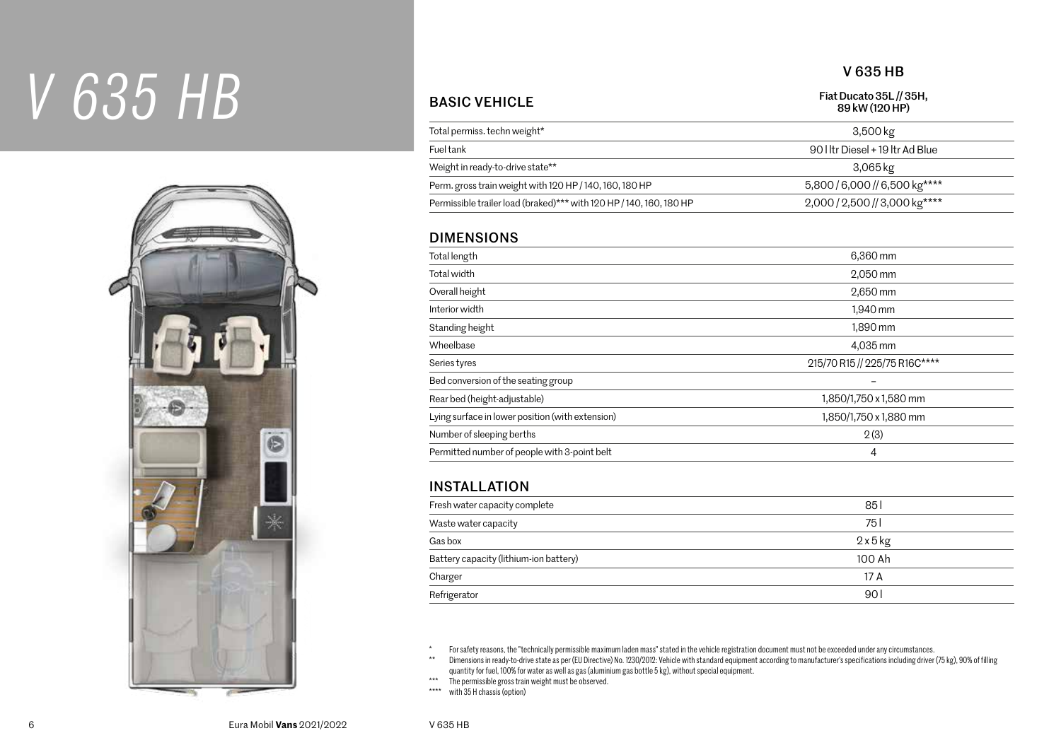# V 635 HB

| BASIC VEHICLE | V 635 HB<br>Fiat Ducato 35L // 35H, 89 kW (120 HP) |
|---|---|
| Total permiss. techn weight* | 3,500 kg |
| Fuel tank | 90 l ltr Diesel + 19 ltr Ad Blue |
| Weight in ready-to-drive state** | 3,065 kg |
| Perm. gross train weight with 120 HP / 140, 160, 180 HP | 5,800 / 6,000 // 6,500 kg**** |
| Permissible trailer load (braked)*** with 120 HP / 140, 160, 180 HP | 2,000 / 2,500 // 3,000 kg**** |

## DIMENSIONS

| | |
|---|---|
| Total length | 6,360 mm |
| Total width | 2,050 mm |
| Overall height | 2,650 mm |
| Interior width | 1,940 mm |
| Standing height | 1,890 mm |
| Wheelbase | 4,035 mm |
| Series tyres | 215/70 R15 // 225/75 R16C**** |
| Bed conversion of the seating group | – |
| Rear bed (height-adjustable) | 1,850/1,750 x 1,580 mm |
| Lying surface in lower position (with extension) | 1,850/1,750 x 1,880 mm |
| Number of sleeping berths | 2 (3) |
| Permitted number of people with 3-point belt | 4 |

## INSTALLATION

| | |
|---|---|
| Fresh water capacity complete | 85 l |
| Waste water capacity | 75 l |
| Gas box | 2 x 5 kg |
| Battery capacity (lithium-ion battery) | 100 Ah |
| Charger | 17 A |
| Refrigerator | 90 l |

\* For safety reasons, the "technically permissible maximum laden mass" stated in the vehicle registration document must not be exceeded under any circumstances.

** Dimensions in ready-to-drive state as per (EU Directive) No. 1230/2012: Vehicle with standard equipment according to manufacturer's specifications including driver (75 kg), 90% of filling quantity for fuel, 100% for water as well as gas (aluminium gas bottle 5 kg), without special equipment.

*** The permissible gross train weight must be observed.

**** with 35 H chassis (option)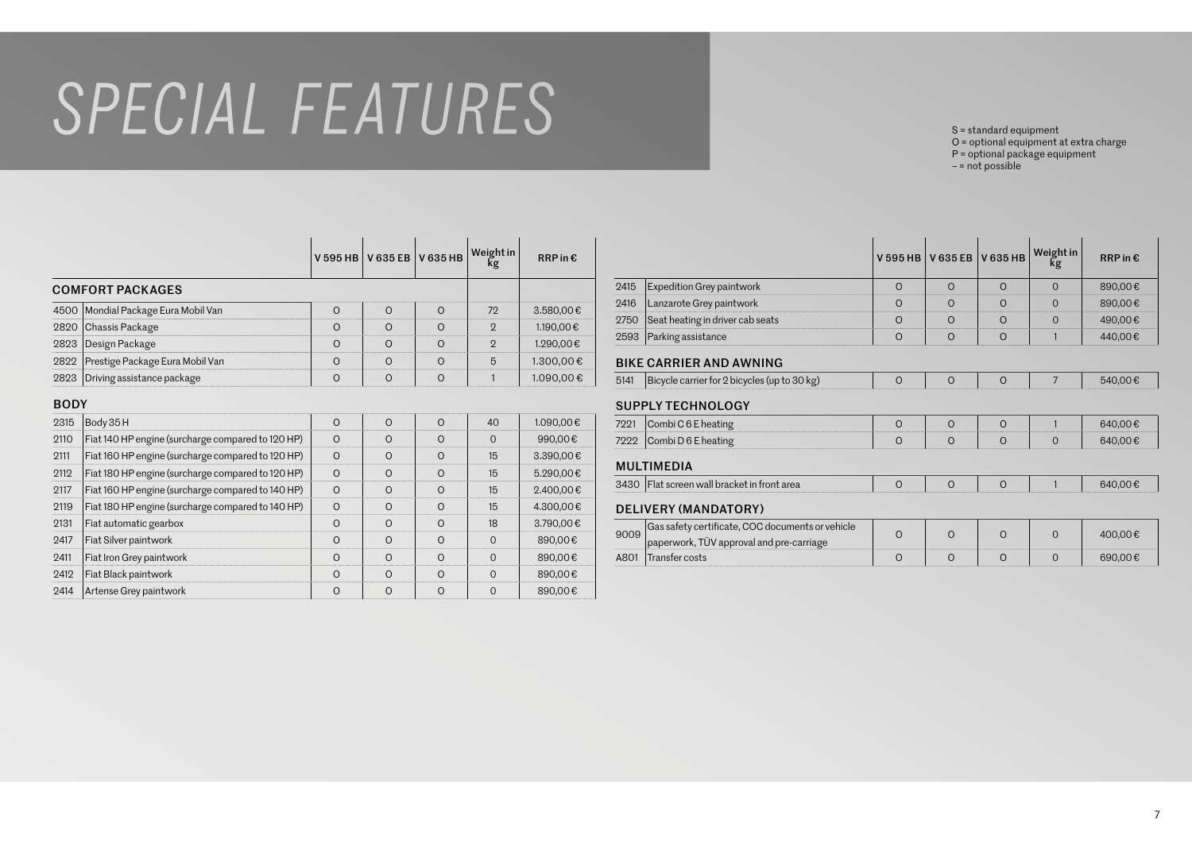# SPECIAL FEATURES

S = standard equipment
O = optional equipment at extra charge
P = optional package equipment
– = not possible

| | | V 595 HB | V 635 EB | V 635 HB | Weight in kg | RRP in € |
|---|---|---|---|---|---|---|
| **COMFORT PACKAGES** | | | | | | |
| 4500 | Mondial Package Eura Mobil Van | O | O | O | 72 | 3.580,00 € |
| 2820 | Chassis Package | O | O | O | 2 | 1.190,00 € |
| 2823 | Design Package | O | O | O | 2 | 1.290,00 € |
| 2822 | Prestige Package Eura Mobil Van | O | O | O | 5 | 1.300,00 € |
| 2823 | Driving assistance package | O | O | O | 1 | 1.090,00 € |
| **BODY** | | | | | | |
| 2315 | Body 35 H | O | O | O | 40 | 1.090,00 € |
| 2110 | Fiat 140 HP engine (surcharge compared to 120 HP) | O | O | O | 0 | 990,00 € |
| 2111 | Fiat 160 HP engine (surcharge compared to 120 HP) | O | O | O | 15 | 3.390,00 € |
| 2112 | Fiat 180 HP engine (surcharge compared to 120 HP) | O | O | O | 15 | 5.290,00 € |
| 2117 | Fiat 160 HP engine (surcharge compared to 140 HP) | O | O | O | 15 | 2.400,00 € |
| 2119 | Fiat 180 HP engine (surcharge compared to 140 HP) | O | O | O | 15 | 4.300,00 € |
| 2131 | Fiat automatic gearbox | O | O | O | 18 | 3.790,00 € |
| 2417 | Fiat Silver paintwork | O | O | O | 0 | 890,00 € |
| 2411 | Fiat Iron Grey paintwork | O | O | O | 0 | 890,00 € |
| 2412 | Fiat Black paintwork | O | O | O | 0 | 890,00 € |
| 2414 | Artense Grey paintwork | O | O | O | 0 | 890,00 € |
| 2415 | Expedition Grey paintwork | O | O | O | 0 | 890,00 € |
| 2416 | Lanzarote Grey paintwork | O | O | O | 0 | 890,00 € |
| 2750 | Seat heating in driver cab seats | O | O | O | 0 | 490,00 € |
| 2593 | Parking assistance | O | O | O | 1 | 440,00 € |
| **BIKE CARRIER AND AWNING** | | | | | | |
| 5141 | Bicycle carrier for 2 bicycles (up to 30 kg) | O | O | O | 7 | 540,00 € |
| **SUPPLY TECHNOLOGY** | | | | | | |
| 7221 | Combi C 6 E heating | O | O | O | 1 | 640,00 € |
| 7222 | Combi D 6 E heating | O | O | O | 0 | 640,00 € |
| **MULTIMEDIA** | | | | | | |
| 3430 | Flat screen wall bracket in front area | O | O | O | 1 | 640,00 € |
| **DELIVERY (MANDATORY)** | | | | | | |
| 9009 | Gas safety certificate, COC documents or vehicle paperwork, TÜV approval and pre-carriage | O | O | O | 0 | 400,00 € |
| A801 | Transfer costs | O | O | O | 0 | 690,00 € |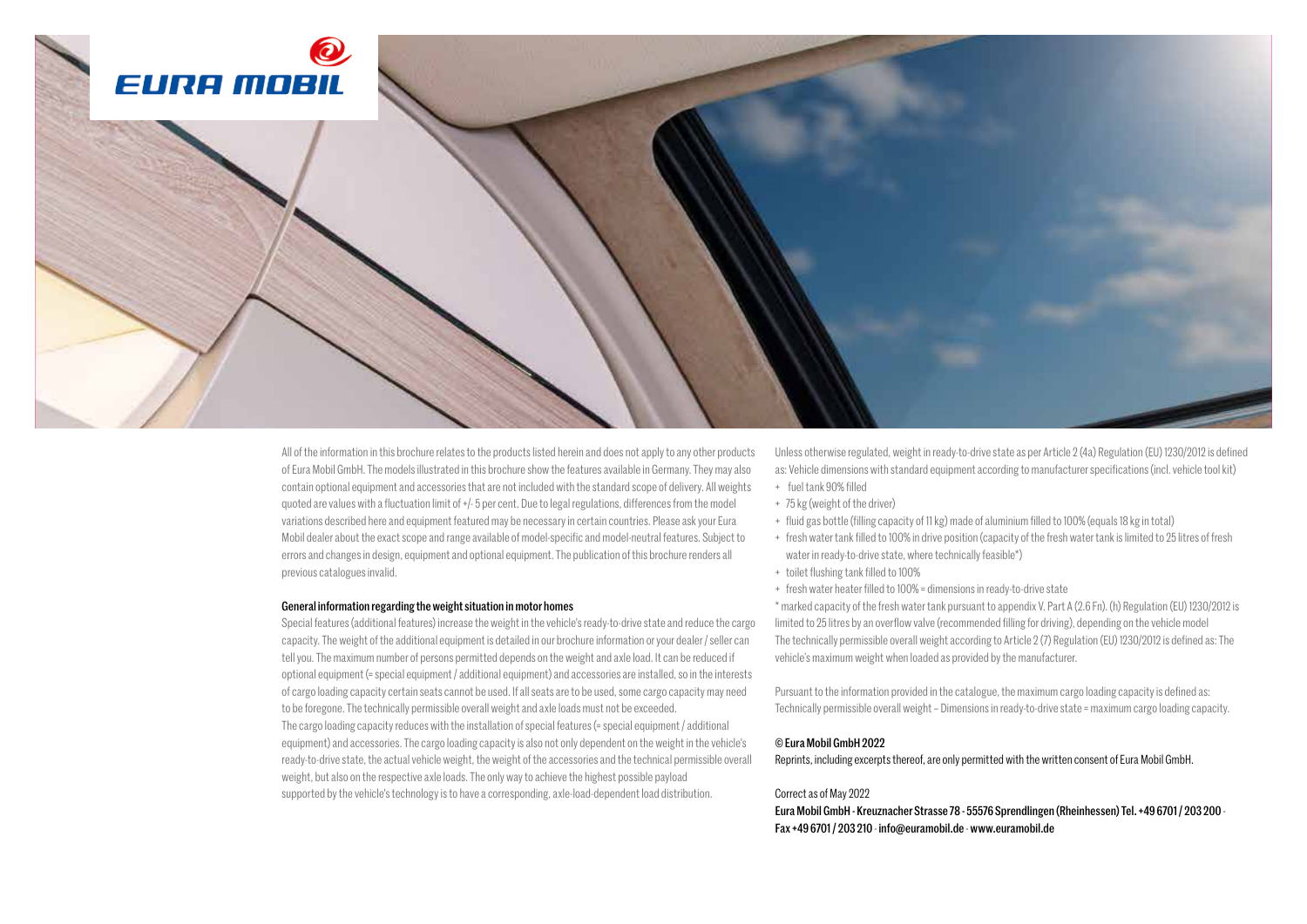EURA MOBIL

All of the information in this brochure relates to the products listed herein and does not apply to any other products of Eura Mobil GmbH. The models illustrated in this brochure show the features available in Germany. They may also contain optional equipment and accessories that are not included with the standard scope of delivery. All weights quoted are values with a fluctuation limit of +/- 5 per cent. Due to legal regulations, differences from the model variations described here and equipment featured may be necessary in certain countries. Please ask your Eura Mobil dealer about the exact scope and range available of model-specific and model-neutral features. Subject to errors and changes in design, equipment and optional equipment. The publication of this brochure renders all previous catalogues invalid.

**General information regarding the weight situation in motor homes**

Special features (additional features) increase the weight in the vehicle's ready-to-drive state and reduce the cargo capacity. The weight of the additional equipment is detailed in our brochure information or your dealer / seller can tell you. The maximum number of persons permitted depends on the weight and axle load. It can be reduced if optional equipment (= special equipment / additional equipment) and accessories are installed, so in the interests of cargo loading capacity certain seats cannot be used. If all seats are to be used, some cargo capacity may need to be foregone. The technically permissible overall weight and axle loads must not be exceeded.
The cargo loading capacity reduces with the installation of special features (= special equipment / additional equipment) and accessories. The cargo loading capacity is also not only dependent on the weight in the vehicle's ready-to-drive state, the actual vehicle weight, the weight of the accessories and the technical permissible overall weight, but also on the respective axle loads. The only way to achieve the highest possible payload supported by the vehicle's technology is to have a corresponding, axle-load-dependent load distribution.

Unless otherwise regulated, weight in ready-to-drive state as per Article 2 (4a) Regulation (EU) 1230/2012 is defined as: Vehicle dimensions with standard equipment according to manufacturer specifications (incl. vehicle tool kit)

- + fuel tank 90% filled
- + 75 kg (weight of the driver)
- + fluid gas bottle (filling capacity of 11 kg) made of aluminium filled to 100% (equals 18 kg in total)
- + fresh water tank filled to 100% in drive position (capacity of the fresh water tank is limited to 25 litres of fresh water in ready-to-drive state, where technically feasible*)
- + toilet flushing tank filled to 100%
- + fresh water heater filled to 100% = dimensions in ready-to-drive state

* marked capacity of the fresh water tank pursuant to appendix V. Part A (2.6 Fn). (h) Regulation (EU) 1230/2012 is limited to 25 litres by an overflow valve (recommended filling for driving), depending on the vehicle model
The technically permissible overall weight according to Article 2 (7) Regulation (EU) 1230/2012 is defined as: The vehicle's maximum weight when loaded as provided by the manufacturer.

Pursuant to the information provided in the catalogue, the maximum cargo loading capacity is defined as:
Technically permissible overall weight – Dimensions in ready-to-drive state = maximum cargo loading capacity.

**© Eura Mobil GmbH 2022**
Reprints, including excerpts thereof, are only permitted with the written consent of Eura Mobil GmbH.

Correct as of May 2022
**Eura Mobil GmbH · Kreuznacher Strasse 78 · 55576 Sprendlingen (Rheinhessen) Tel. +49 6701 / 203 200 · Fax +49 6701 / 203 210 · info@euramobil.de · www.euramobil.de**